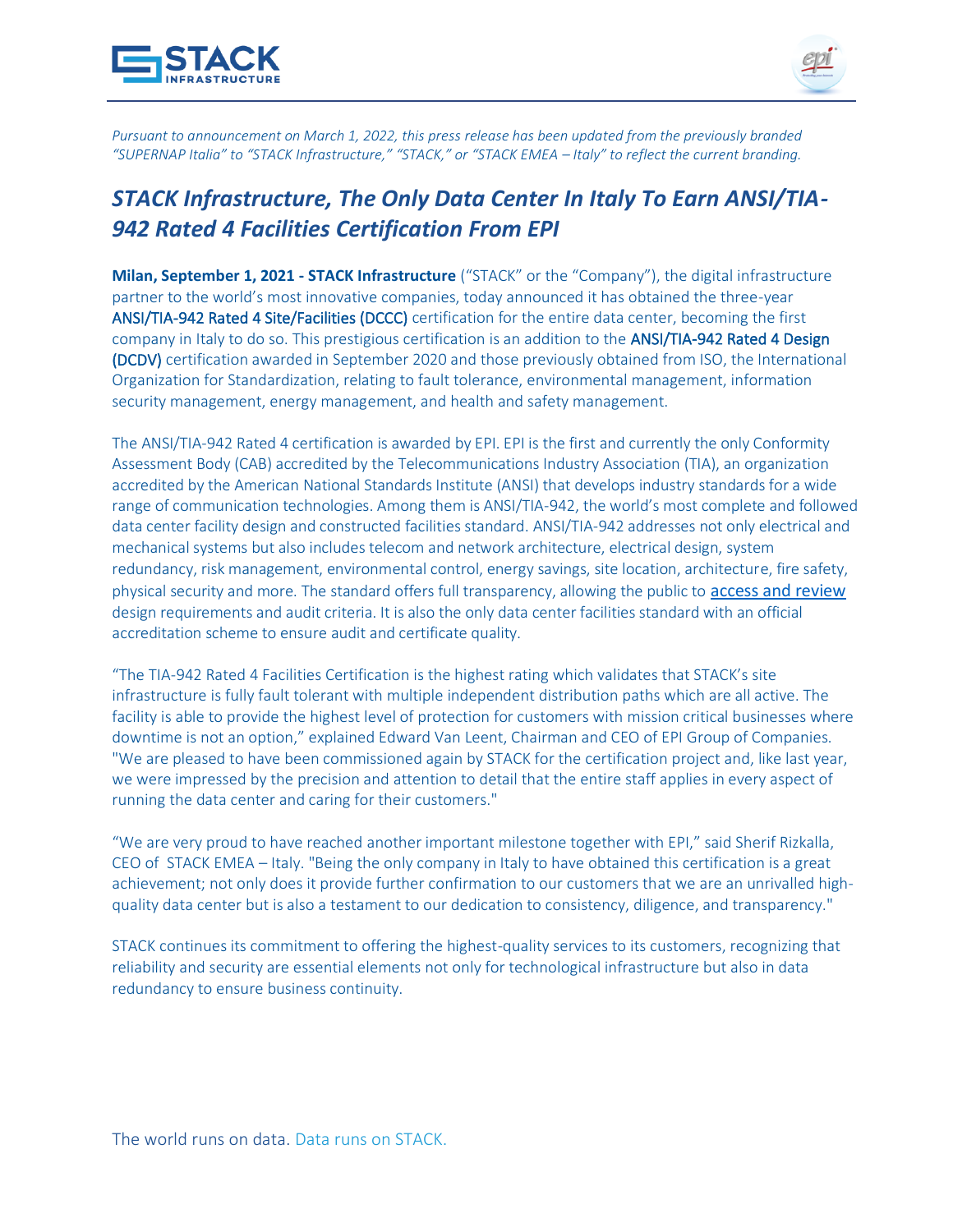*Pursuant to announcement on March 1, 2022, this press release has been updated from the previously branded "SUPERNAP Italia" to "STACK Infrastructure," "STACK," or "STACK EMEA – Italy" to reflect the current branding.*

# *STACK Infrastructure, The Only Data Center In Italy To Earn ANSI/TIA-942 Rated 4 Facilities Certification From EPI*

**Milan, September 1, 2021 - STACK Infrastructure** ("STACK" or the "Company"), the digital infrastructure partner to the world's most innovative companies, today announced it has obtained the three-year ANSI/TIA-942 Rated 4 Site/Facilities (DCCC) certification for the entire data center, becoming the first company in Italy to do so. This prestigious certification is an addition to the ANSI/TIA-942 Rated 4 Design (DCDV) certification awarded in September 2020 and those previously obtained from ISO, the International Organization for Standardization, relating to fault tolerance, environmental management, information security management, energy management, and health and safety management.

The ANSI/TIA-942 Rated 4 certification is awarded by EPI. EPI is the first and currently the only Conformity Assessment Body (CAB) accredited by the Telecommunications Industry Association (TIA), an organization accredited by the American National Standards Institute (ANSI) that develops industry standards for a wide range of communication technologies. Among them is ANSI/TIA-942, the world's most complete and followed data center facility design and constructed facilities standard. ANSI/TIA-942 addresses not only electrical and mechanical systems but also includes telecom and network architecture, electrical design, system redundancy, risk management, environmental control, energy savings, site location, architecture, fire safety, physical security and more. The standard offers full transparency, allowing the public to access and review design requirements and audit criteria. It is also the only data center facilities standard with an official accreditation scheme to ensure audit and certificate quality.

"The TIA-942 Rated 4 Facilities Certification is the highest rating which validates that STACK's site infrastructure is fully fault tolerant with multiple independent distribution paths which are all active. The facility is able to provide the highest level of protection for customers with mission critical businesses where downtime is not an option," explained Edward Van Leent, Chairman and CEO of EPI Group of Companies. "We are pleased to have been commissioned again by STACK for the certification project and, like last year, we were impressed by the precision and attention to detail that the entire staff applies in every aspect of running the data center and caring for their customers."

"We are very proud to have reached another important milestone together with EPI," said Sherif Rizkalla, CEO of STACK EMEA – Italy. "Being the only company in Italy to have obtained this certification is a great achievement; not only does it provide further confirmation to our customers that we are an unrivalled high-quality data center but is also a testament to our dedication to consistency, diligence, and transparency."

STACK continues its commitment to offering the highest-quality services to its customers, recognizing that reliability and security are essential elements not only for technological infrastructure but also in data redundancy to ensure business continuity.

The world runs on data. Data runs on STACK.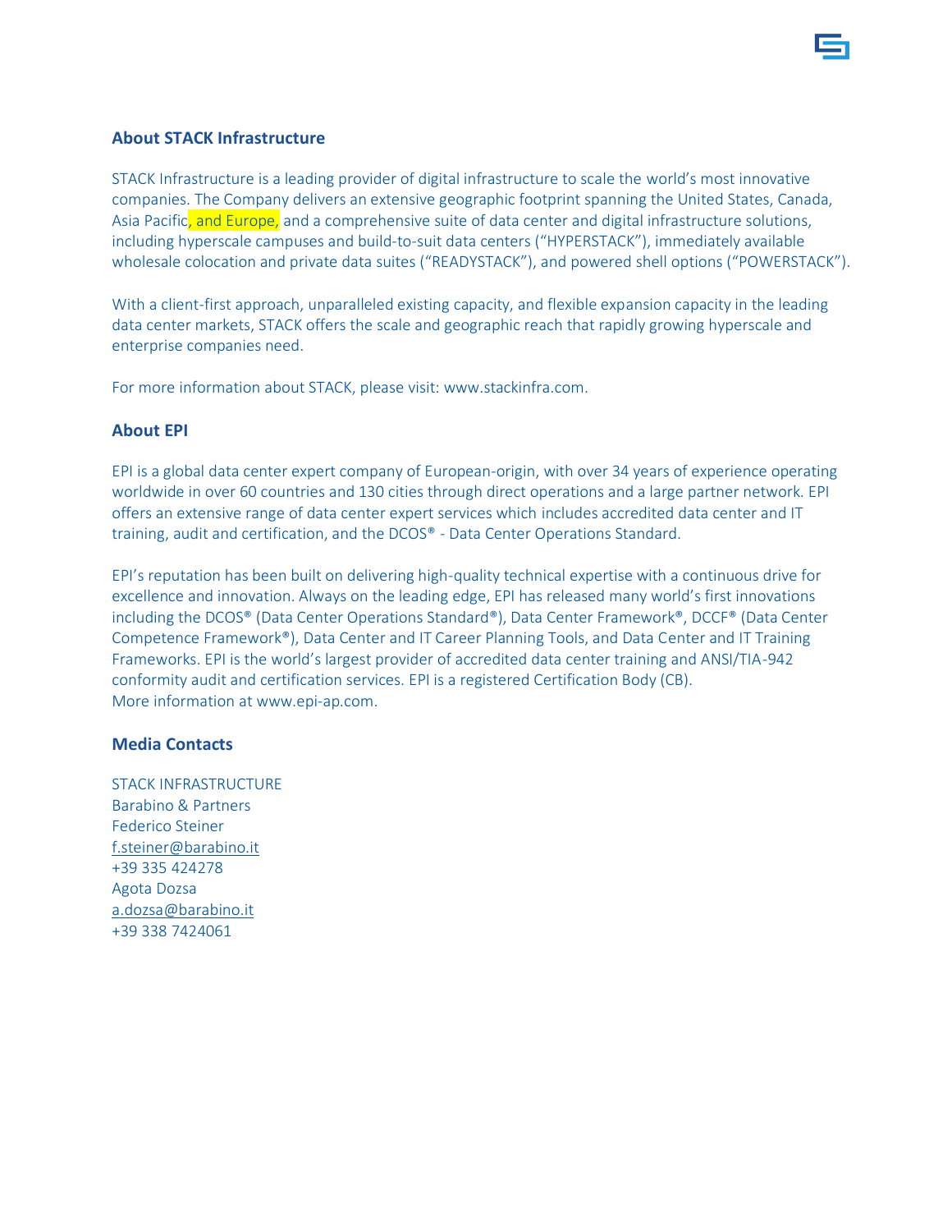## About STACK Infrastructure

STACK Infrastructure is a leading provider of digital infrastructure to scale the world's most innovative companies. The Company delivers an extensive geographic footprint spanning the United States, Canada, Asia Pacific, and Europe, and a comprehensive suite of data center and digital infrastructure solutions, including hyperscale campuses and build-to-suit data centers ("HYPERSTACK"), immediately available wholesale colocation and private data suites ("READYSTACK"), and powered shell options ("POWERSTACK").

With a client-first approach, unparalleled existing capacity, and flexible expansion capacity in the leading data center markets, STACK offers the scale and geographic reach that rapidly growing hyperscale and enterprise companies need.

For more information about STACK, please visit: www.stackinfra.com.

## About EPI

EPI is a global data center expert company of European-origin, with over 34 years of experience operating worldwide in over 60 countries and 130 cities through direct operations and a large partner network. EPI offers an extensive range of data center expert services which includes accredited data center and IT training, audit and certification, and the DCOS® - Data Center Operations Standard.

EPI's reputation has been built on delivering high-quality technical expertise with a continuous drive for excellence and innovation. Always on the leading edge, EPI has released many world's first innovations including the DCOS® (Data Center Operations Standard®), Data Center Framework®, DCCF® (Data Center Competence Framework®), Data Center and IT Career Planning Tools, and Data Center and IT Training Frameworks. EPI is the world's largest provider of accredited data center training and ANSI/TIA-942 conformity audit and certification services. EPI is a registered Certification Body (CB).
More information at www.epi-ap.com.

## Media Contacts

STACK INFRASTRUCTURE
Barabino & Partners
Federico Steiner
f.steiner@barabino.it
+39 335 424278
Agota Dozsa
a.dozsa@barabino.it
+39 338 7424061